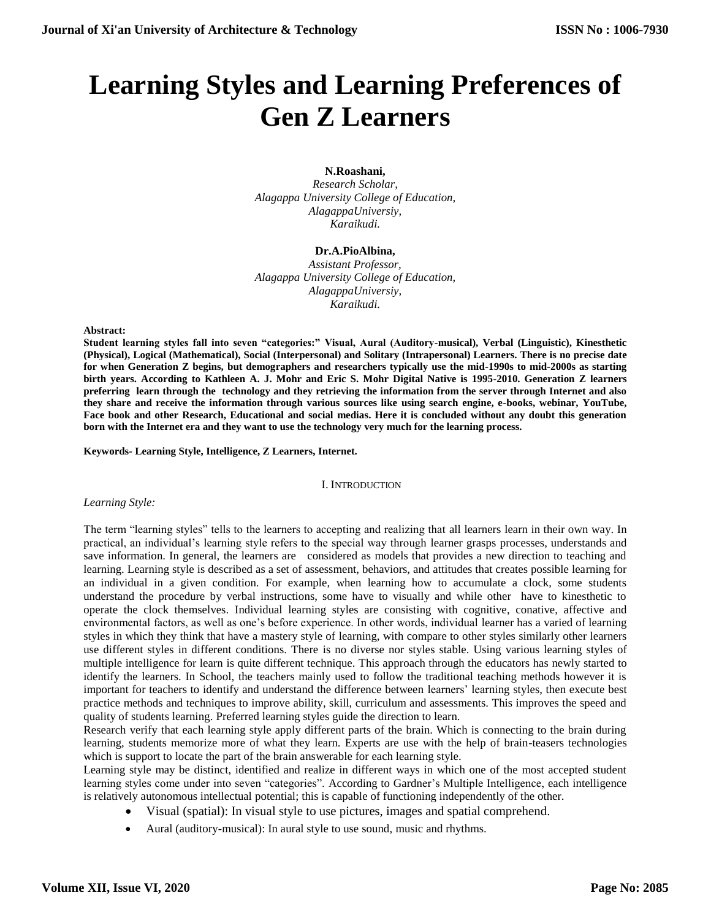# Learning Styles and Learning Preferences of Gen Z Learners

**N.Roashani,**
*Research Scholar,*
*Alagappa University College of Education,*
*AlagappaUniversiy,*
*Karaikudi.*

**Dr.A.PioAlbina,**
*Assistant Professor,*
*Alagappa University College of Education,*
*AlagappaUniversiy,*
*Karaikudi.*

**Abstract:**

**Student learning styles fall into seven "categories:" Visual, Aural (Auditory-musical), Verbal (Linguistic), Kinesthetic (Physical), Logical (Mathematical), Social (Interpersonal) and Solitary (Intrapersonal) Learners. There is no precise date for when Generation Z begins, but demographers and researchers typically use the mid-1990s to mid-2000s as starting birth years. According to Kathleen A. J. Mohr and Eric S. Mohr Digital Native is 1995-2010. Generation Z learners preferring learn through the technology and they retrieving the information from the server through Internet and also they share and receive the information through various sources like using search engine, e-books, webinar, YouTube, Face book and other Research, Educational and social medias. Here it is concluded without any doubt this generation born with the Internet era and they want to use the technology very much for the learning process.**

**Keywords- Learning Style, Intelligence, Z Learners, Internet.**

## I. Introduction

*Learning Style:*

The term "learning styles" tells to the learners to accepting and realizing that all learners learn in their own way. In practical, an individual's learning style refers to the special way through learner grasps processes, understands and save information. In general, the learners are considered as models that provides a new direction to teaching and learning. Learning style is described as a set of assessment, behaviors, and attitudes that creates possible learning for an individual in a given condition. For example, when learning how to accumulate a clock, some students understand the procedure by verbal instructions, some have to visually and while other have to kinesthetic to operate the clock themselves. Individual learning styles are consisting with cognitive, conative, affective and environmental factors, as well as one's before experience. In other words, individual learner has a varied of learning styles in which they think that have a mastery style of learning, with compare to other styles similarly other learners use different styles in different conditions. There is no diverse nor styles stable. Using various learning styles of multiple intelligence for learn is quite different technique. This approach through the educators has newly started to identify the learners. In School, the teachers mainly used to follow the traditional teaching methods however it is important for teachers to identify and understand the difference between learners' learning styles, then execute best practice methods and techniques to improve ability, skill, curriculum and assessments. This improves the speed and quality of students learning. Preferred learning styles guide the direction to learn.

Research verify that each learning style apply different parts of the brain. Which is connecting to the brain during learning, students memorize more of what they learn. Experts are use with the help of brain-teasers technologies which is support to locate the part of the brain answerable for each learning style.

Learning style may be distinct, identified and realize in different ways in which one of the most accepted student learning styles come under into seven "categories". According to Gardner's Multiple Intelligence, each intelligence is relatively autonomous intellectual potential; this is capable of functioning independently of the other.

- Visual (spatial): In visual style to use pictures, images and spatial comprehend.
- Aural (auditory-musical): In aural style to use sound, music and rhythms.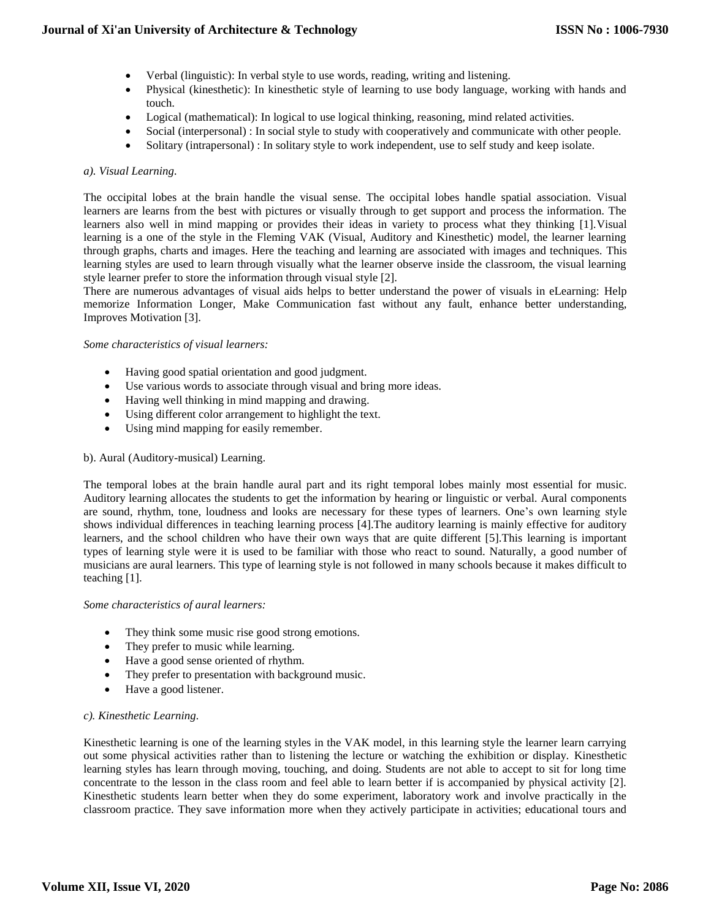- Verbal (linguistic): In verbal style to use words, reading, writing and listening.
- Physical (kinesthetic): In kinesthetic style of learning to use body language, working with hands and touch.
- Logical (mathematical): In logical to use logical thinking, reasoning, mind related activities.
- Social (interpersonal) : In social style to study with cooperatively and communicate with other people.
- Solitary (intrapersonal) : In solitary style to work independent, use to self study and keep isolate.

*a). Visual Learning.*

The occipital lobes at the brain handle the visual sense. The occipital lobes handle spatial association. Visual learners are learns from the best with pictures or visually through to get support and process the information. The learners also well in mind mapping or provides their ideas in variety to process what they thinking [1].Visual learning is a one of the style in the Fleming VAK (Visual, Auditory and Kinesthetic) model, the learner learning through graphs, charts and images. Here the teaching and learning are associated with images and techniques. This learning styles are used to learn through visually what the learner observe inside the classroom, the visual learning style learner prefer to store the information through visual style [2].

There are numerous advantages of visual aids helps to better understand the power of visuals in eLearning: Help memorize Information Longer, Make Communication fast without any fault, enhance better understanding, Improves Motivation [3].

*Some characteristics of visual learners:*

- Having good spatial orientation and good judgment.
- Use various words to associate through visual and bring more ideas.
- Having well thinking in mind mapping and drawing.
- Using different color arrangement to highlight the text.
- Using mind mapping for easily remember.

b). Aural (Auditory-musical) Learning.

The temporal lobes at the brain handle aural part and its right temporal lobes mainly most essential for music. Auditory learning allocates the students to get the information by hearing or linguistic or verbal. Aural components are sound, rhythm, tone, loudness and looks are necessary for these types of learners. One's own learning style shows individual differences in teaching learning process [4].The auditory learning is mainly effective for auditory learners, and the school children who have their own ways that are quite different [5].This learning is important types of learning style were it is used to be familiar with those who react to sound. Naturally, a good number of musicians are aural learners. This type of learning style is not followed in many schools because it makes difficult to teaching [1].

*Some characteristics of aural learners:*

- They think some music rise good strong emotions.
- They prefer to music while learning.
- Have a good sense oriented of rhythm.
- They prefer to presentation with background music.
- Have a good listener.

*c). Kinesthetic Learning.*

Kinesthetic learning is one of the learning styles in the VAK model, in this learning style the learner learn carrying out some physical activities rather than to listening the lecture or watching the exhibition or display. Kinesthetic learning styles has learn through moving, touching, and doing. Students are not able to accept to sit for long time concentrate to the lesson in the class room and feel able to learn better if is accompanied by physical activity [2]. Kinesthetic students learn better when they do some experiment, laboratory work and involve practically in the classroom practice. They save information more when they actively participate in activities; educational tours and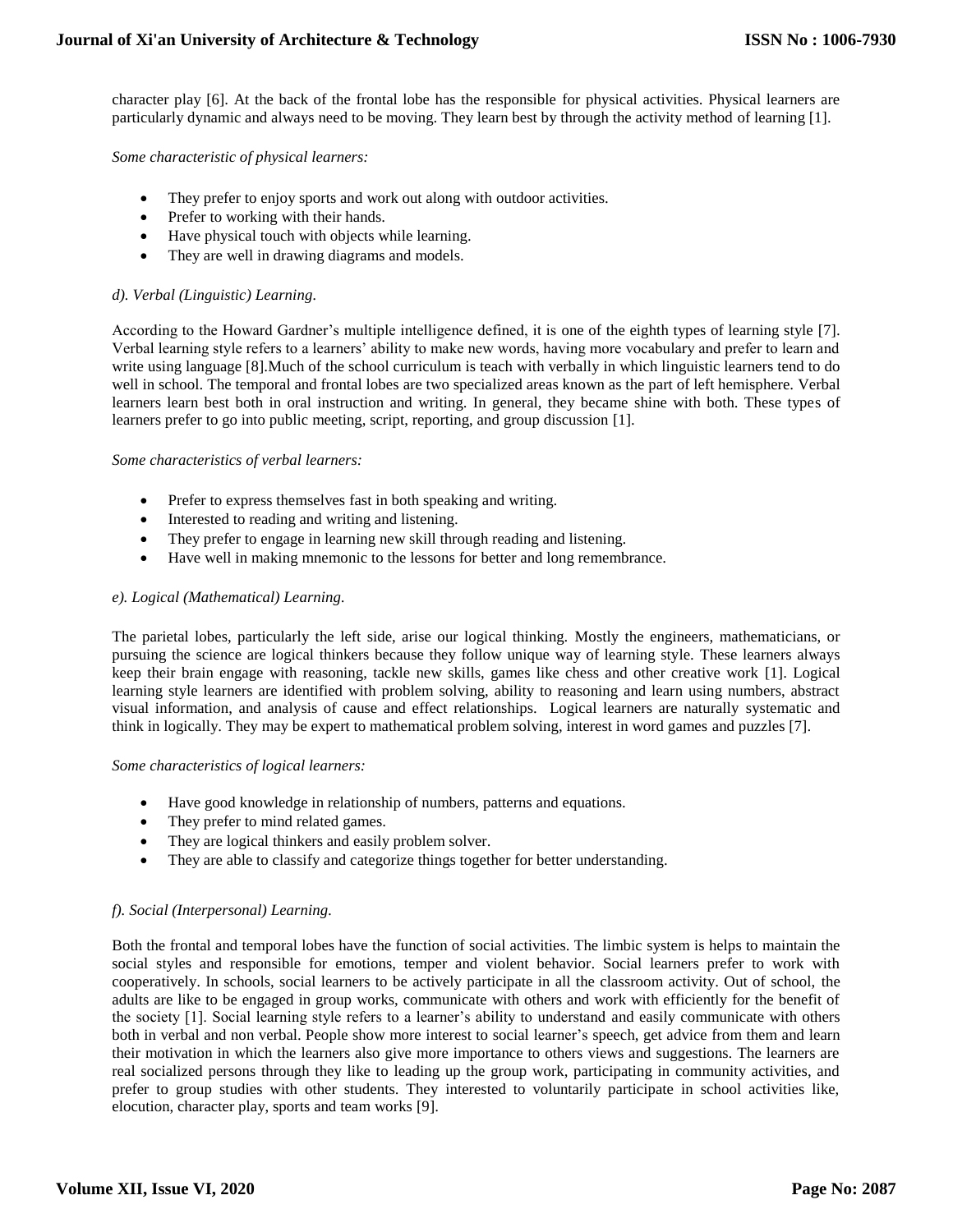character play [6]. At the back of the frontal lobe has the responsible for physical activities. Physical learners are particularly dynamic and always need to be moving. They learn best by through the activity method of learning [1].

*Some characteristic of physical learners:*

- They prefer to enjoy sports and work out along with outdoor activities.
- Prefer to working with their hands.
- Have physical touch with objects while learning.
- They are well in drawing diagrams and models.

*d). Verbal (Linguistic) Learning.*

According to the Howard Gardner's multiple intelligence defined, it is one of the eighth types of learning style [7]. Verbal learning style refers to a learners' ability to make new words, having more vocabulary and prefer to learn and write using language [8].Much of the school curriculum is teach with verbally in which linguistic learners tend to do well in school. The temporal and frontal lobes are two specialized areas known as the part of left hemisphere. Verbal learners learn best both in oral instruction and writing. In general, they became shine with both. These types of learners prefer to go into public meeting, script, reporting, and group discussion [1].

*Some characteristics of verbal learners:*

- Prefer to express themselves fast in both speaking and writing.
- Interested to reading and writing and listening.
- They prefer to engage in learning new skill through reading and listening.
- Have well in making mnemonic to the lessons for better and long remembrance.

*e). Logical (Mathematical) Learning.*

The parietal lobes, particularly the left side, arise our logical thinking. Mostly the engineers, mathematicians, or pursuing the science are logical thinkers because they follow unique way of learning style. These learners always keep their brain engage with reasoning, tackle new skills, games like chess and other creative work [1]. Logical learning style learners are identified with problem solving, ability to reasoning and learn using numbers, abstract visual information, and analysis of cause and effect relationships. Logical learners are naturally systematic and think in logically. They may be expert to mathematical problem solving, interest in word games and puzzles [7].

*Some characteristics of logical learners:*

- Have good knowledge in relationship of numbers, patterns and equations.
- They prefer to mind related games.
- They are logical thinkers and easily problem solver.
- They are able to classify and categorize things together for better understanding.

*f). Social (Interpersonal) Learning.*

Both the frontal and temporal lobes have the function of social activities. The limbic system is helps to maintain the social styles and responsible for emotions, temper and violent behavior. Social learners prefer to work with cooperatively. In schools, social learners to be actively participate in all the classroom activity. Out of school, the adults are like to be engaged in group works, communicate with others and work with efficiently for the benefit of the society [1]. Social learning style refers to a learner's ability to understand and easily communicate with others both in verbal and non verbal. People show more interest to social learner's speech, get advice from them and learn their motivation in which the learners also give more importance to others views and suggestions. The learners are real socialized persons through they like to leading up the group work, participating in community activities, and prefer to group studies with other students. They interested to voluntarily participate in school activities like, elocution, character play, sports and team works [9].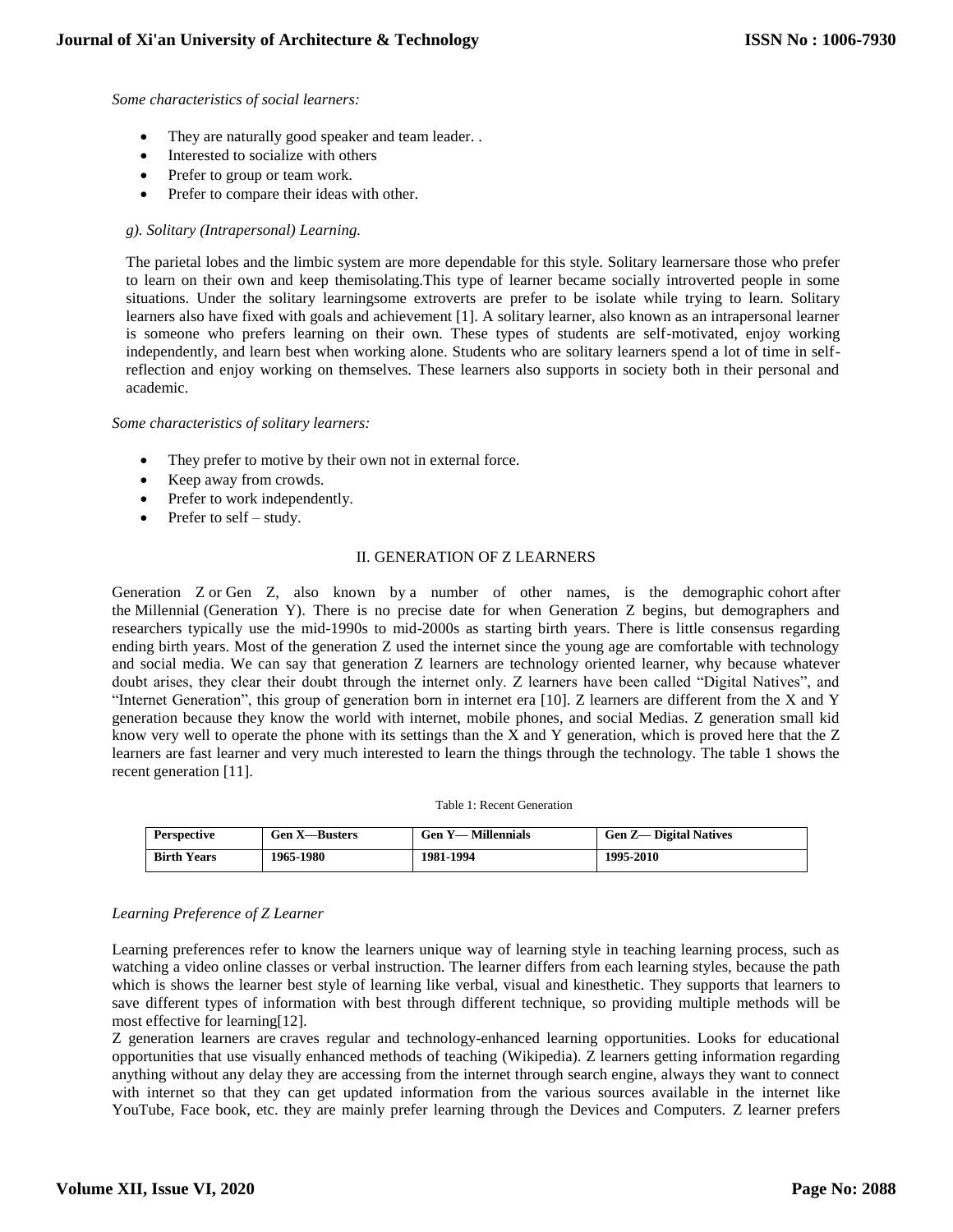*Some characteristics of social learners:*

- They are naturally good speaker and team leader. .
- Interested to socialize with others
- Prefer to group or team work.
- Prefer to compare their ideas with other.

*g). Solitary (Intrapersonal) Learning.*

The parietal lobes and the limbic system are more dependable for this style. Solitary learnersare those who prefer to learn on their own and keep themisolating.This type of learner became socially introverted people in some situations. Under the solitary learningsome extroverts are prefer to be isolate while trying to learn. Solitary learners also have fixed with goals and achievement [1]. A solitary learner, also known as an intrapersonal learner is someone who prefers learning on their own. These types of students are self-motivated, enjoy working independently, and learn best when working alone. Students who are solitary learners spend a lot of time in self-reflection and enjoy working on themselves. These learners also supports in society both in their personal and academic.

*Some characteristics of solitary learners:*

- They prefer to motive by their own not in external force.
- Keep away from crowds.
- Prefer to work independently.
- Prefer to self – study.

## II. GENERATION OF Z LEARNERS

Generation Z or Gen Z, also known by a number of other names, is the demographic cohort after the Millennial (Generation Y). There is no precise date for when Generation Z begins, but demographers and researchers typically use the mid-1990s to mid-2000s as starting birth years. There is little consensus regarding ending birth years. Most of the generation Z used the internet since the young age are comfortable with technology and social media. We can say that generation Z learners are technology oriented learner, why because whatever doubt arises, they clear their doubt through the internet only. Z learners have been called "Digital Natives", and "Internet Generation", this group of generation born in internet era [10]. Z learners are different from the X and Y generation because they know the world with internet, mobile phones, and social Medias. Z generation small kid know very well to operate the phone with its settings than the X and Y generation, which is proved here that the Z learners are fast learner and very much interested to learn the things through the technology. The table 1 shows the recent generation [11].

Table 1: Recent Generation

| **Perspective** | **Gen X—Busters** | **Gen Y— Millennials** | **Gen Z— Digital Natives** |
|---|---|---|---|
| **Birth Years** | **1965-1980** | **1981-1994** | **1995-2010** |

*Learning Preference of Z Learner*

Learning preferences refer to know the learners unique way of learning style in teaching learning process, such as watching a video online classes or verbal instruction. The learner differs from each learning styles, because the path which is shows the learner best style of learning like verbal, visual and kinesthetic. They supports that learners to save different types of information with best through different technique, so providing multiple methods will be most effective for learning[12].

Z generation learners are craves regular and technology-enhanced learning opportunities. Looks for educational opportunities that use visually enhanced methods of teaching (Wikipedia). Z learners getting information regarding anything without any delay they are accessing from the internet through search engine, always they want to connect with internet so that they can get updated information from the various sources available in the internet like YouTube, Face book, etc. they are mainly prefer learning through the Devices and Computers. Z learner prefers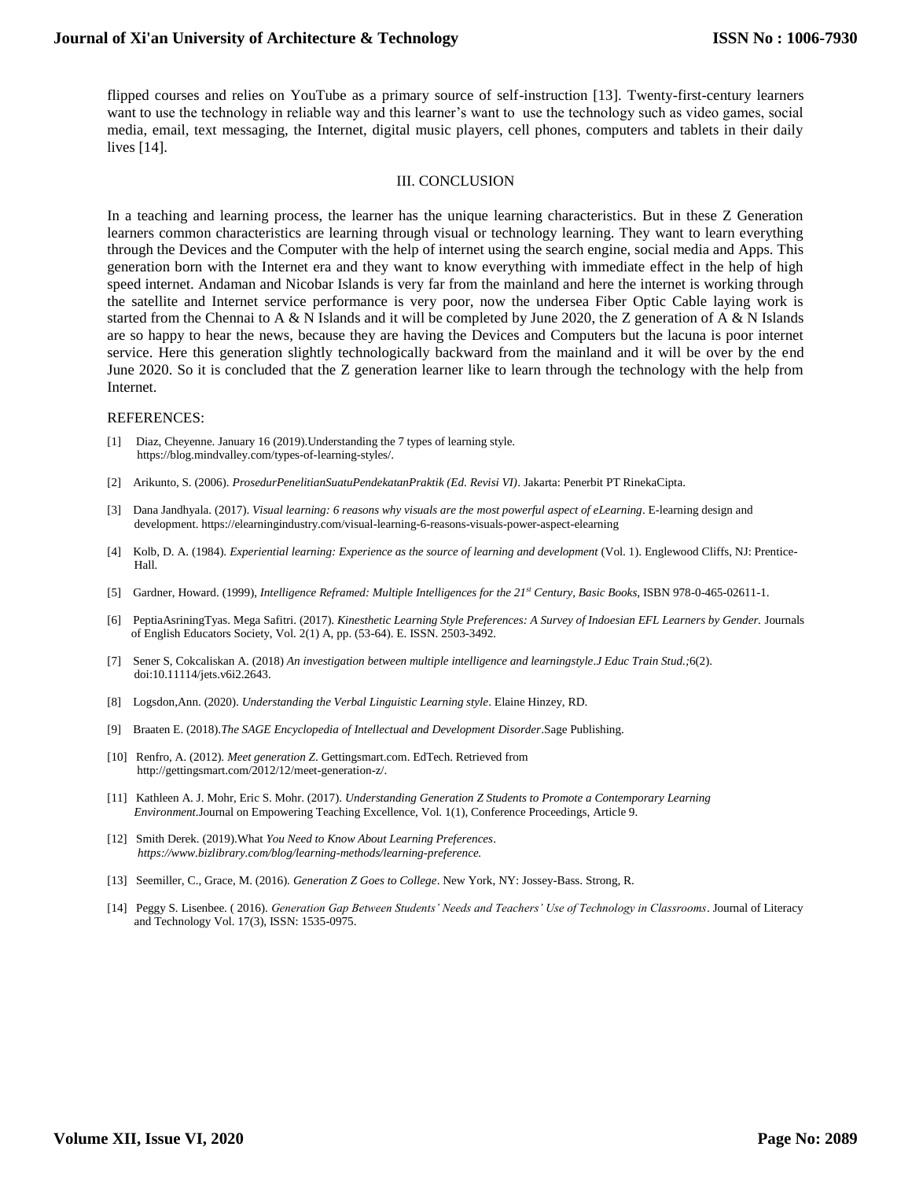flipped courses and relies on YouTube as a primary source of self-instruction [13]. Twenty-first-century learners want to use the technology in reliable way and this learner's want to use the technology such as video games, social media, email, text messaging, the Internet, digital music players, cell phones, computers and tablets in their daily lives [14].

## III. CONCLUSION

In a teaching and learning process, the learner has the unique learning characteristics. But in these Z Generation learners common characteristics are learning through visual or technology learning. They want to learn everything through the Devices and the Computer with the help of internet using the search engine, social media and Apps. This generation born with the Internet era and they want to know everything with immediate effect in the help of high speed internet. Andaman and Nicobar Islands is very far from the mainland and here the internet is working through the satellite and Internet service performance is very poor, now the undersea Fiber Optic Cable laying work is started from the Chennai to A & N Islands and it will be completed by June 2020, the Z generation of A & N Islands are so happy to hear the news, because they are having the Devices and Computers but the lacuna is poor internet service. Here this generation slightly technologically backward from the mainland and it will be over by the end June 2020. So it is concluded that the Z generation learner like to learn through the technology with the help from Internet.

## REFERENCES:

[1] Diaz, Cheyenne. January 16 (2019).Understanding the 7 types of learning style. https://blog.mindvalley.com/types-of-learning-styles/.

[2] Arikunto, S. (2006). *ProsedurPenelitianSuatuPendekatanPraktik (Ed. Revisi VI)*. Jakarta: Penerbit PT RinekaCipta.

[3] Dana Jandhyala. (2017). *Visual learning: 6 reasons why visuals are the most powerful aspect of eLearning*. E-learning design and development. https://elearningindustry.com/visual-learning-6-reasons-visuals-power-aspect-elearning

[4] Kolb, D. A. (1984). *Experiential learning: Experience as the source of learning and development* (Vol. 1). Englewood Cliffs, NJ: Prentice-Hall.

[5] Gardner, Howard. (1999), *Intelligence Reframed: Multiple Intelligences for the 21st Century, Basic Books*, ISBN 978-0-465-02611-1.

[6] PeptiaAsriningTyas. Mega Safitri. (2017). *Kinesthetic Learning Style Preferences: A Survey of Indoesian EFL Learners by Gender.* Journals of English Educators Society, Vol. 2(1) A, pp. (53-64). E. ISSN. 2503-3492.

[7] Sener S, Cokcaliskan A. (2018) *An investigation between multiple intelligence and learningstyle*.*J Educ Train Stud.;*6(2). doi:10.11114/jets.v6i2.2643.

[8] Logsdon,Ann. (2020). *Understanding the Verbal Linguistic Learning style*. Elaine Hinzey, RD.

[9] Braaten E. (2018).*The SAGE Encyclopedia of Intellectual and Development Disorder*.Sage Publishing.

[10] Renfro, A. (2012). *Meet generation Z*. Gettingsmart.com. EdTech. Retrieved from http://gettingsmart.com/2012/12/meet-generation-z/.

[11] Kathleen A. J. Mohr, Eric S. Mohr. (2017). *Understanding Generation Z Students to Promote a Contemporary Learning Environment*.Journal on Empowering Teaching Excellence, Vol. 1(1), Conference Proceedings, Article 9.

[12] Smith Derek. (2019).What *You Need to Know About Learning Preferences*. *https://www.bizlibrary.com/blog/learning-methods/learning-preference.*

[13] Seemiller, C., Grace, M. (2016). *Generation Z Goes to College*. New York, NY: Jossey-Bass. Strong, R.

[14] Peggy S. Lisenbee. ( 2016). *Generation Gap Between Students' Needs and Teachers' Use of Technology in Classrooms*. Journal of Literacy and Technology Vol. 17(3), ISSN: 1535-0975.